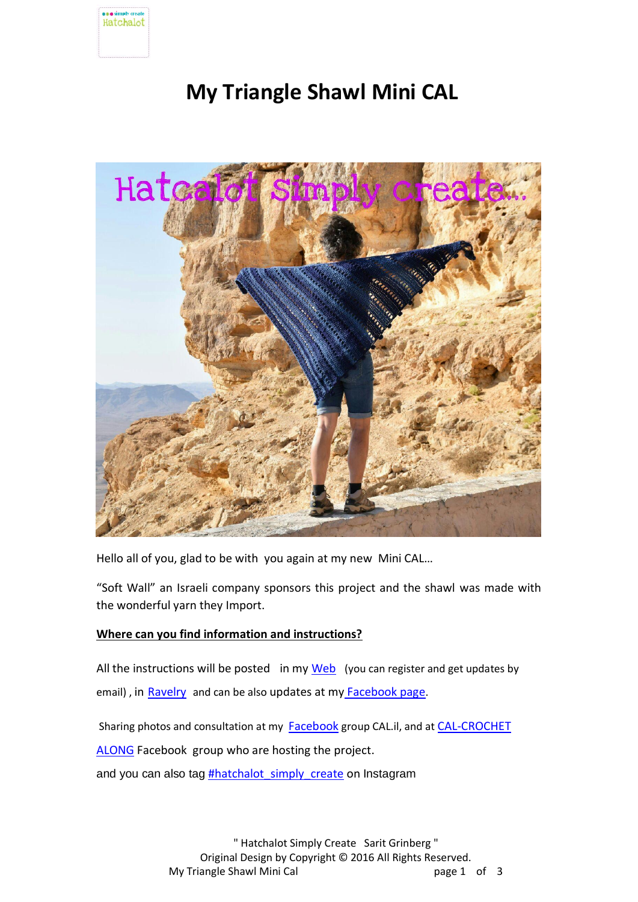# My Triangle Shawl Mini CAL

Hello all of you, glad to be with you again at my new Mini CAL…

“Soft Wall” an Israeli company sponsors this project and the shawl was made with the wonderful yarn they Import.

**Where can you find information and instructions?**

All the instructions will be posted in my Web (you can register and get updates by email) , in Ravelry and can be also updates at my Facebook page.

Sharing photos and consultation at my Facebook group CAL.il, and at CAL-CROCHET ALONG Facebook group who are hosting the project.

and you can also tag #hatchalot_simply_create on Instagram

" Hatchalot Simply Create Sarit Grinberg "
Original Design by Copyright © 2016 All Rights Reserved.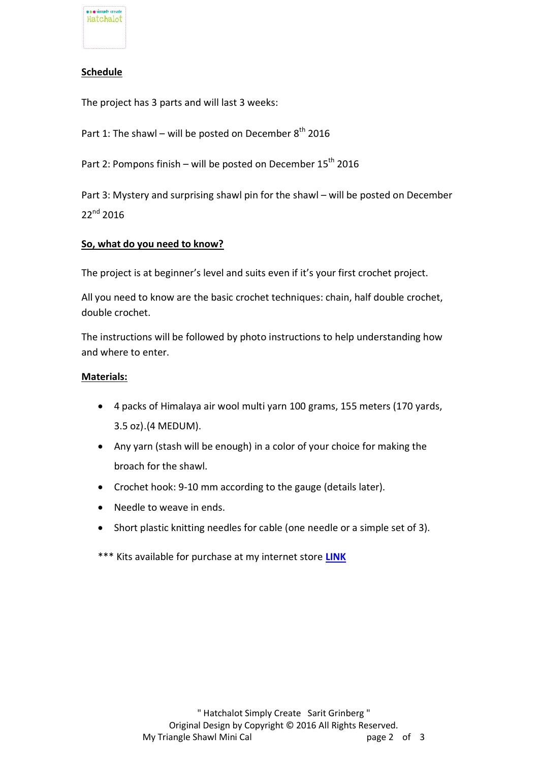## Schedule

The project has 3 parts and will last 3 weeks:

Part 1: The shawl – will be posted on December 8th 2016

Part 2: Pompons finish – will be posted on December 15th 2016

Part 3: Mystery and surprising shawl pin for the shawl – will be posted on December 22nd 2016

## So, what do you need to know?

The project is at beginner's level and suits even if it's your first crochet project.

All you need to know are the basic crochet techniques: chain, half double crochet, double crochet.

The instructions will be followed by photo instructions to help understanding how and where to enter.

## Materials:

- 4 packs of Himalaya air wool multi yarn 100 grams, 155 meters (170 yards, 3.5 oz).(4 MEDUM).
- Any yarn (stash will be enough) in a color of your choice for making the broach for the shawl.
- Crochet hook: 9-10 mm according to the gauge (details later).
- Needle to weave in ends.
- Short plastic knitting needles for cable (one needle or a simple set of 3).

*** Kits available for purchase at my internet store **LINK**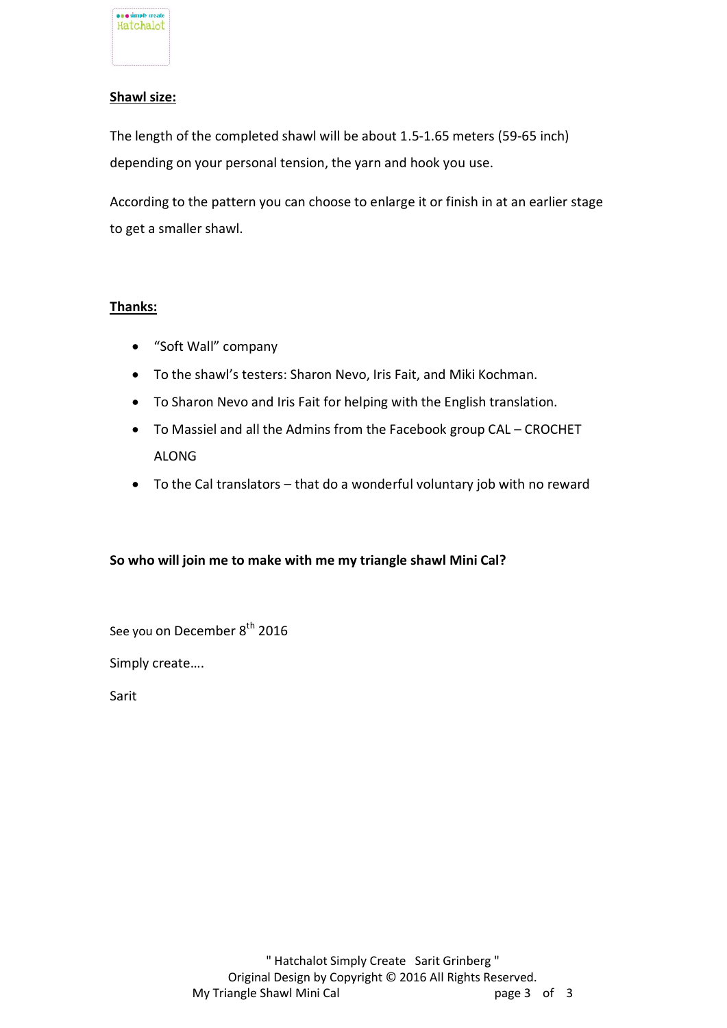**Shawl size:**

The length of the completed shawl will be about 1.5-1.65 meters (59-65 inch) depending on your personal tension, the yarn and hook you use.

According to the pattern you can choose to enlarge it or finish in at an earlier stage to get a smaller shawl.

**Thanks:**

- "Soft Wall" company
- To the shawl's testers: Sharon Nevo, Iris Fait, and Miki Kochman.
- To Sharon Nevo and Iris Fait for helping with the English translation.
- To Massiel and all the Admins from the Facebook group CAL – CROCHET ALONG
- To the Cal translators – that do a wonderful voluntary job with no reward

**So who will join me to make with me my triangle shawl Mini Cal?**

See you on December 8th 2016

Simply create….

Sarit

" Hatchalot Simply Create Sarit Grinberg "
Original Design by Copyright © 2016 All Rights Reserved.
My Triangle Shawl Mini Cal